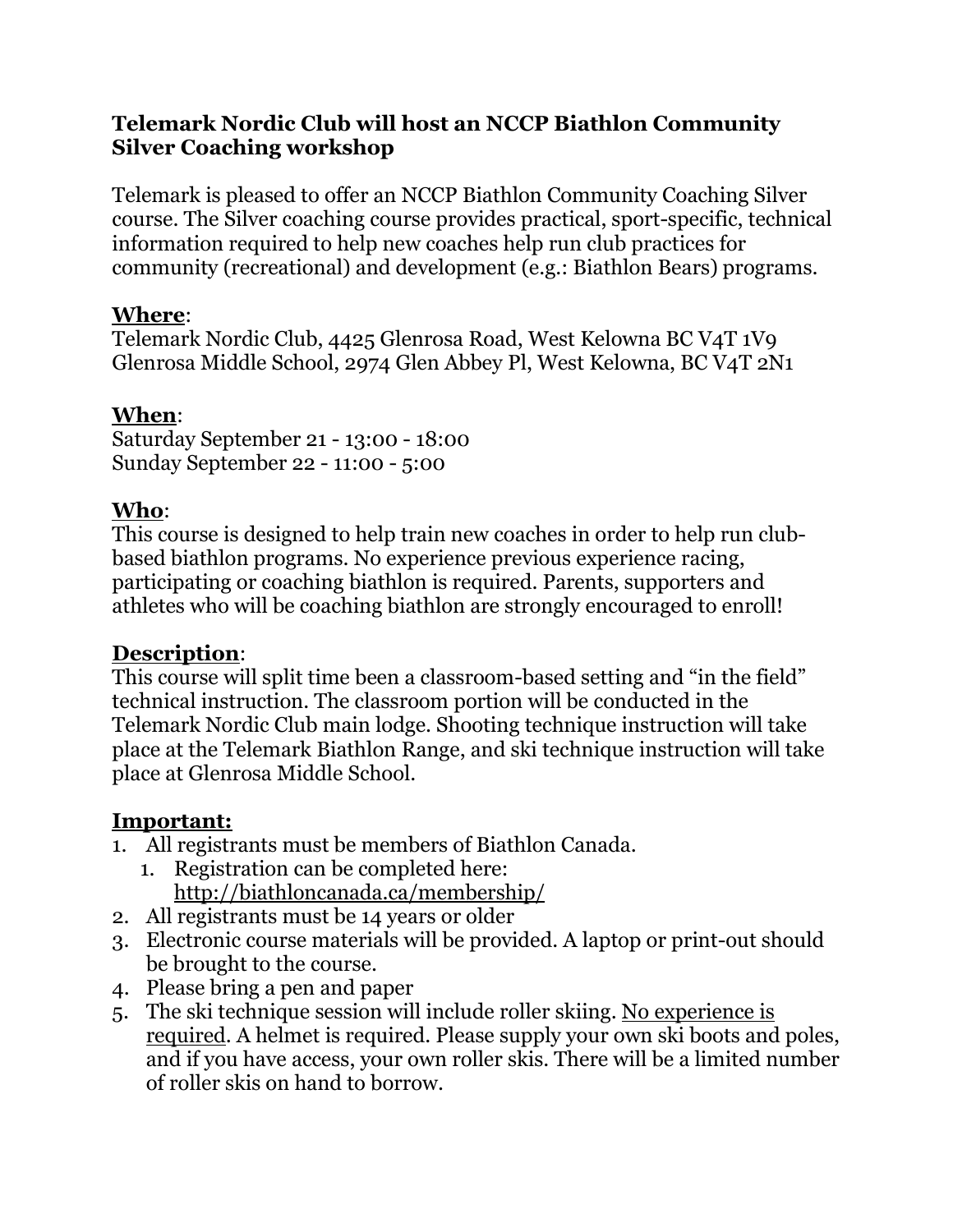# Telemark Nordic Club will host an NCCP Biathlon Community Silver Coaching workshop

Telemark is pleased to offer an NCCP Biathlon Community Coaching Silver course. The Silver coaching course provides practical, sport-specific, technical information required to help new coaches help run club practices for community (recreational) and development (e.g.: Biathlon Bears) programs.

## Where:

Telemark Nordic Club, 4425 Glenrosa Road, West Kelowna BC V4T 1V9
Glenrosa Middle School, 2974 Glen Abbey Pl, West Kelowna, BC V4T 2N1

## When:

Saturday September 21 - 13:00 - 18:00
Sunday September 22 - 11:00 - 5:00

## Who:

This course is designed to help train new coaches in order to help run club-based biathlon programs. No experience previous experience racing, participating or coaching biathlon is required. Parents, supporters and athletes who will be coaching biathlon are strongly encouraged to enroll!

## Description:

This course will split time been a classroom-based setting and "in the field" technical instruction. The classroom portion will be conducted in the Telemark Nordic Club main lodge. Shooting technique instruction will take place at the Telemark Biathlon Range, and ski technique instruction will take place at Glenrosa Middle School.

## Important:

1. All registrants must be members of Biathlon Canada.
   1. Registration can be completed here: http://biathloncanada.ca/membership/
2. All registrants must be 14 years or older
3. Electronic course materials will be provided. A laptop or print-out should be brought to the course.
4. Please bring a pen and paper
5. The ski technique session will include roller skiing. No experience is required. A helmet is required. Please supply your own ski boots and poles, and if you have access, your own roller skis. There will be a limited number of roller skis on hand to borrow.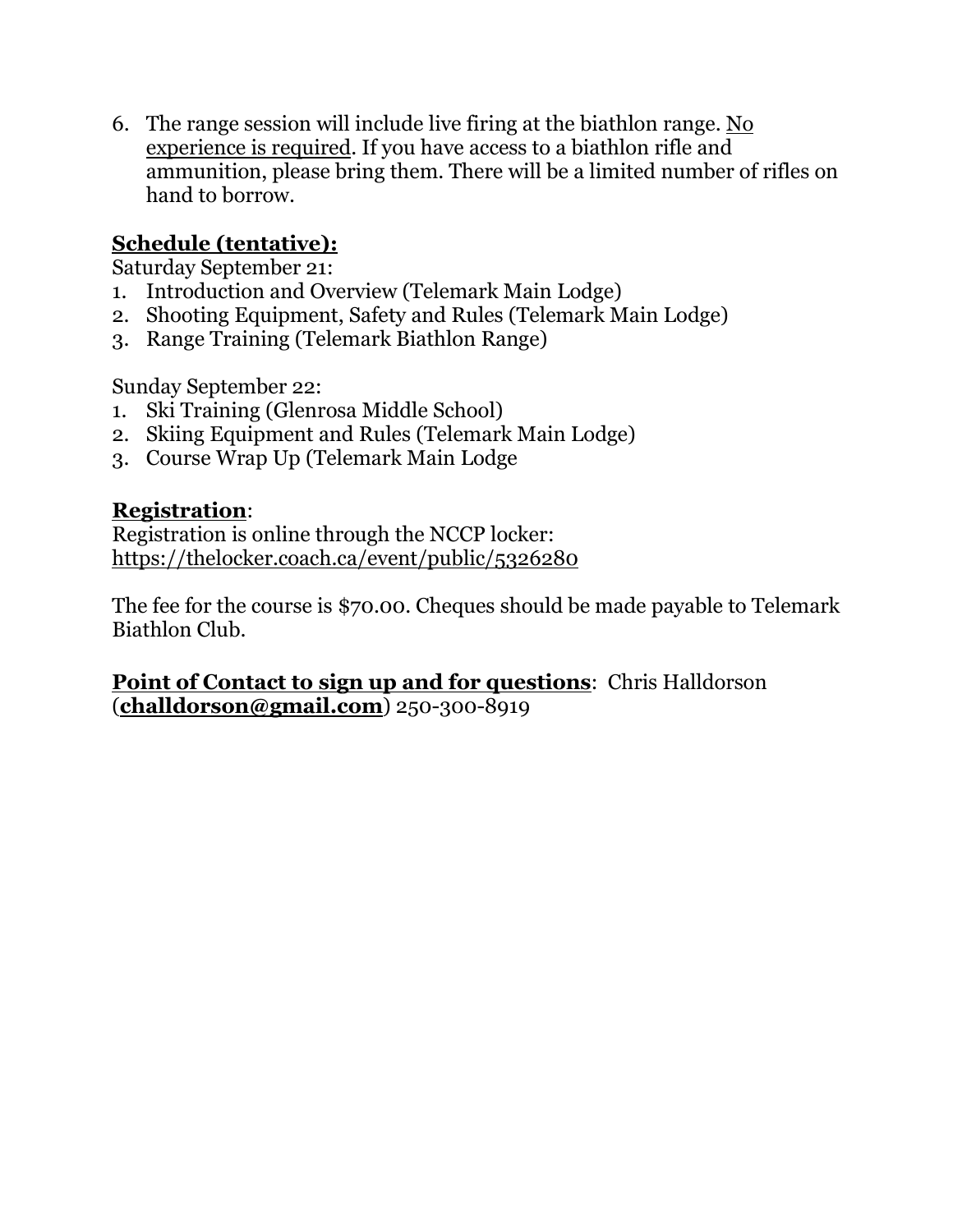6. The range session will include live firing at the biathlon range. <u>No experience is required</u>. If you have access to a biathlon rifle and ammunition, please bring them. There will be a limited number of rifles on hand to borrow.

**<u>Schedule (tentative):</u>**

Saturday September 21:

1. Introduction and Overview (Telemark Main Lodge)
2. Shooting Equipment, Safety and Rules (Telemark Main Lodge)
3. Range Training (Telemark Biathlon Range)

Sunday September 22:

1. Ski Training (Glenrosa Middle School)
2. Skiing Equipment and Rules (Telemark Main Lodge)
3. Course Wrap Up (Telemark Main Lodge

**<u>Registration</u>**:

Registration is online through the NCCP locker:
<u>https://thelocker.coach.ca/event/public/5326280</u>

The fee for the course is $70.00. Cheques should be made payable to Telemark Biathlon Club.

**<u>Point of Contact to sign up and for questions</u>**: Chris Halldorson (**<u>challdorson@gmail.com</u>**) 250-300-8919